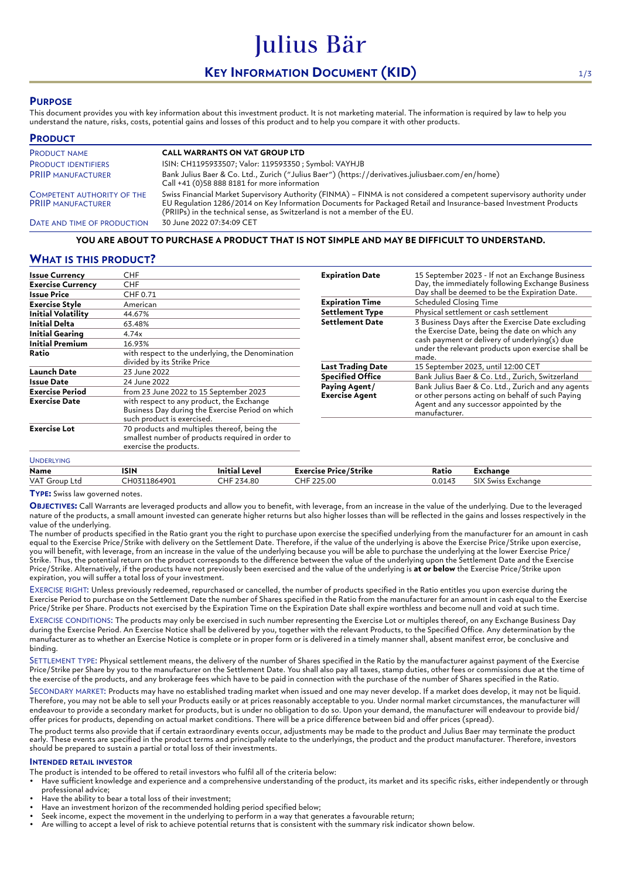# Julius Bär

## KEY INFORMATION DOCUMENT (KID)

## PURPOSE

This document provides you with key information about this investment product. It is not marketing material. The information is required by law to help you understand the nature, risks, costs, potential gains and losses of this product and to help you compare it with other products.

## PRODUCT

| | |
|---|---|
| PRODUCT NAME | **CALL WARRANTS ON VAT GROUP LTD** |
| PRODUCT IDENTIFIERS | ISIN: CH1195933507; Valor: 119593350 ; Symbol: VAYHJB |
| PRIIP MANUFACTURER | Bank Julius Baer & Co. Ltd., Zurich ("Julius Baer") (https://derivatives.juliusbaer.com/en/home) Call +41 (0)58 888 8181 for more information |
| COMPETENT AUTHORITY OF THE PRIIP MANUFACTURER | Swiss Financial Market Supervisory Authority (FINMA) – FINMA is not considered a competent supervisory authority under EU Regulation 1286/2014 on Key Information Documents for Packaged Retail and Insurance-based Investment Products (PRIIPs) in the technical sense, as Switzerland is not a member of the EU. |
| DATE AND TIME OF PRODUCTION | 30 June 2022 07:34:09 CET |

**YOU ARE ABOUT TO PURCHASE A PRODUCT THAT IS NOT SIMPLE AND MAY BE DIFFICULT TO UNDERSTAND.**

## WHAT IS THIS PRODUCT?

| | |
|---|---|
| **Issue Currency** | CHF |
| **Exercise Currency** | CHF |
| **Issue Price** | CHF 0.71 |
| **Exercise Style** | American |
| **Initial Volatility** | 44.67% |
| **Initial Delta** | 63.48% |
| **Initial Gearing** | 4.74x |
| **Initial Premium** | 16.93% |
| **Ratio** | with respect to the underlying, the Denomination divided by its Strike Price |
| **Launch Date** | 23 June 2022 |
| **Issue Date** | 24 June 2022 |
| **Exercise Period** | from 23 June 2022 to 15 September 2023 |
| **Exercise Date** | with respect to any product, the Exchange Business Day during the Exercise Period on which such product is exercised. |
| **Exercise Lot** | 70 products and multiples thereof, being the smallest number of products required in order to exercise the products. |
| **Expiration Date** | 15 September 2023 - If not an Exchange Business Day, the immediately following Exchange Business Day shall be deemed to be the Expiration Date. |
| **Expiration Time** | Scheduled Closing Time |
| **Settlement Type** | Physical settlement or cash settlement |
| **Settlement Date** | 3 Business Days after the Exercise Date excluding the Exercise Date, being the date on which any cash payment or delivery of underlying(s) due under the relevant products upon exercise shall be made. |
| **Last Trading Date** | 15 September 2023, until 12:00 CET |
| **Specified Office** | Bank Julius Baer & Co. Ltd., Zurich, Switzerland |
| **Paying Agent/ Exercise Agent** | Bank Julius Baer & Co. Ltd., Zurich and any agents or other persons acting on behalf of such Paying Agent and any successor appointed by the manufacturer. |

UNDERLYING

| Name | ISIN | Initial Level | Exercise Price/Strike | Ratio | Exchange |
|---|---|---|---|---|---|
| VAT Group Ltd | CH0311864901 | CHF 234.80 | CHF 225.00 | 0.0143 | SIX Swiss Exchange |

**TYPE:** Swiss law governed notes.

**OBJECTIVES:** Call Warrants are leveraged products and allow you to benefit, with leverage, from an increase in the value of the underlying. Due to the leveraged nature of the products, a small amount invested can generate higher returns but also higher losses than will be reflected in the gains and losses respectively in the value of the underlying.

The number of products specified in the Ratio grant you the right to purchase upon exercise the specified underlying from the manufacturer for an amount in cash equal to the Exercise Price/Strike with delivery on the Settlement Date. Therefore, if the value of the underlying is above the Exercise Price/Strike upon exercise, you will benefit, with leverage, from an increase in the value of the underlying because you will be able to purchase the underlying at the lower Exercise Price/ Strike. Thus, the potential return on the product corresponds to the difference between the value of the underlying upon the Settlement Date and the Exercise Price/Strike. Alternatively, if the products have not previously been exercised and the value of the underlying is **at or below** the Exercise Price/Strike upon expiration, you will suffer a total loss of your investment.

EXERCISE RIGHT: Unless previously redeemed, repurchased or cancelled, the number of products specified in the Ratio entitles you upon exercise during the Exercise Period to purchase on the Settlement Date the number of Shares specified in the Ratio from the manufacturer for an amount in cash equal to the Exercise Price/Strike per Share. Products not exercised by the Expiration Time on the Expiration Date shall expire worthless and become null and void at such time.

EXERCISE CONDITIONS: The products may only be exercised in such number representing the Exercise Lot or multiples thereof, on any Exchange Business Day during the Exercise Period. An Exercise Notice shall be delivered by you, together with the relevant Products, to the Specified Office. Any determination by the manufacturer as to whether an Exercise Notice is complete or in proper form or is delivered in a timely manner shall, absent manifest error, be conclusive and binding.

SETTLEMENT TYPE: Physical settlement means, the delivery of the number of Shares specified in the Ratio by the manufacturer against payment of the Exercise Price/Strike per Share by you to the manufacturer on the Settlement Date. You shall also pay all taxes, stamp duties, other fees or commissions due at the time of the exercise of the products, and any brokerage fees which have to be paid in connection with the purchase of the number of Shares specified in the Ratio.

SECONDARY MARKET: Products may have no established trading market when issued and one may never develop. If a market does develop, it may not be liquid. Therefore, you may not be able to sell your Products easily or at prices reasonably acceptable to you. Under normal market circumstances, the manufacturer will endeavour to provide a secondary market for products, but is under no obligation to do so. Upon your demand, the manufacturer will endeavour to provide bid/ offer prices for products, depending on actual market conditions. There will be a price difference between bid and offer prices (spread).

The product terms also provide that if certain extraordinary events occur, adjustments may be made to the product and Julius Baer may terminate the product early. These events are specified in the product terms and principally relate to the underlyings, the product and the product manufacturer. Therefore, investors should be prepared to sustain a partial or total loss of their investments.

### INTENDED RETAIL INVESTOR

The product is intended to be offered to retail investors who fulfil all of the criteria below:

- Have sufficient knowledge and experience and a comprehensive understanding of the product, its market and its specific risks, either independently or through professional advice;
- Have the ability to bear a total loss of their investment;
- Have an investment horizon of the recommended holding period specified below;
- Seek income, expect the movement in the underlying to perform in a way that generates a favourable return;
- Are willing to accept a level of risk to achieve potential returns that is consistent with the summary risk indicator shown below.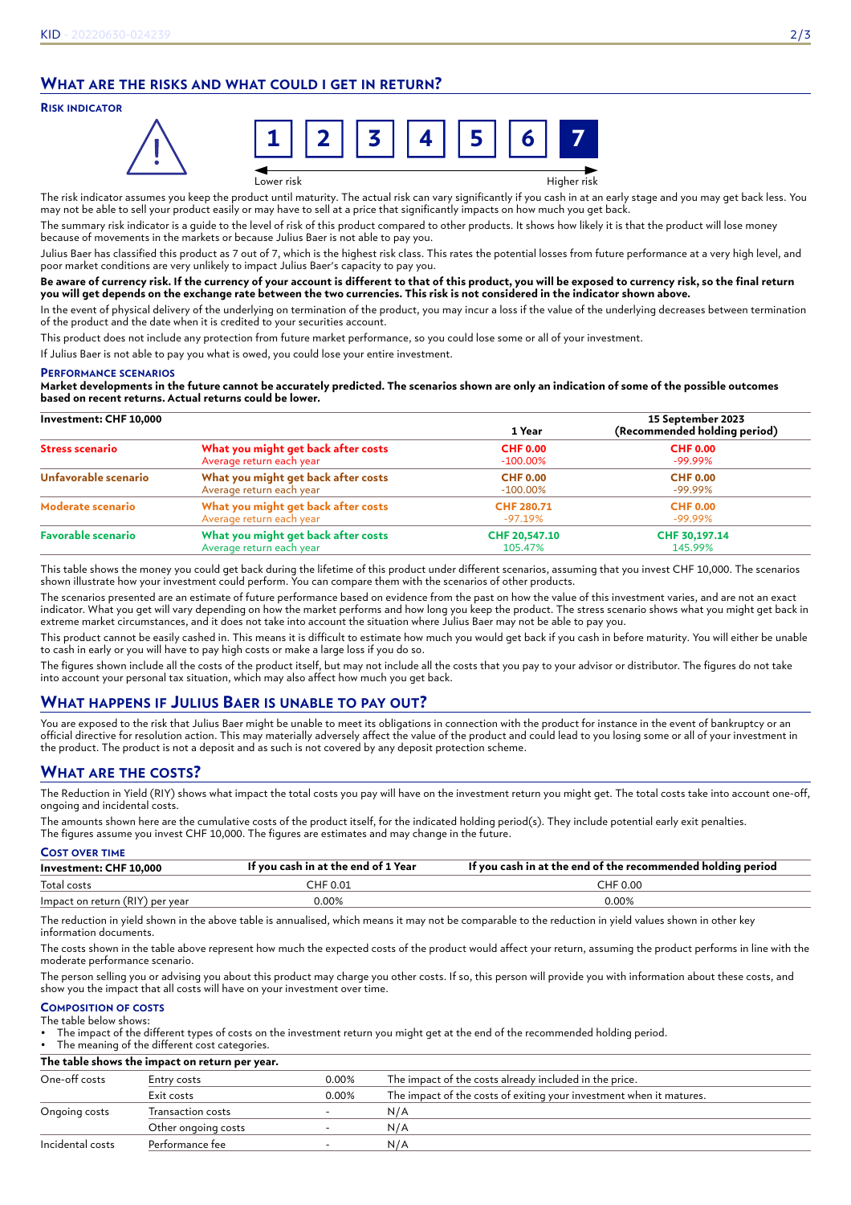## WHAT ARE THE RISKS AND WHAT COULD I GET IN RETURN?

### RISK INDICATOR

1 2 3 4 5 6 **7**

Lower risk — Higher risk

The risk indicator assumes you keep the product until maturity. The actual risk can vary significantly if you cash in at an early stage and you may get back less. You may not be able to sell your product easily or may have to sell at a price that significantly impacts on how much you get back.

The summary risk indicator is a guide to the level of risk of this product compared to other products. It shows how likely it is that the product will lose money because of movements in the markets or because Julius Baer is not able to pay you.

Julius Baer has classified this product as 7 out of 7, which is the highest risk class. This rates the potential losses from future performance at a very high level, and poor market conditions are very unlikely to impact Julius Baer's capacity to pay you.

**Be aware of currency risk. If the currency of your account is different to that of this product, you will be exposed to currency risk, so the final return you will get depends on the exchange rate between the two currencies. This risk is not considered in the indicator shown above.**

In the event of physical delivery of the underlying on termination of the product, you may incur a loss if the value of the underlying decreases between termination of the product and the date when it is credited to your securities account.

This product does not include any protection from future market performance, so you could lose some or all of your investment.

If Julius Baer is not able to pay you what is owed, you could lose your entire investment.

### PERFORMANCE SCENARIOS

**Market developments in the future cannot be accurately predicted. The scenarios shown are only an indication of some of the possible outcomes based on recent returns. Actual returns could be lower.**

| Investment: CHF 10,000 | | 1 Year | 15 September 2023 (Recommended holding period) |
|---|---|---|---|
| **Stress scenario** | **What you might get back after costs** | **CHF 0.00** | **CHF 0.00** |
| | Average return each year | -100.00% | -99.99% |
| **Unfavorable scenario** | **What you might get back after costs** | **CHF 0.00** | **CHF 0.00** |
| | Average return each year | -100.00% | -99.99% |
| **Moderate scenario** | **What you might get back after costs** | **CHF 280.71** | **CHF 0.00** |
| | Average return each year | -97.19% | -99.99% |
| **Favorable scenario** | **What you might get back after costs** | **CHF 20,547.10** | **CHF 30,197.14** |
| | Average return each year | 105.47% | 145.99% |

This table shows the money you could get back during the lifetime of this product under different scenarios, assuming that you invest CHF 10,000. The scenarios shown illustrate how your investment could perform. You can compare them with the scenarios of other products.

The scenarios presented are an estimate of future performance based on evidence from the past on how the value of this investment varies, and are not an exact indicator. What you get will vary depending on how the market performs and how long you keep the product. The stress scenario shows what you might get back in extreme market circumstances, and it does not take into account the situation where Julius Baer may not be able to pay you.

This product cannot be easily cashed in. This means it is difficult to estimate how much you would get back if you cash in before maturity. You will either be unable to cash in early or you will have to pay high costs or make a large loss if you do so.

The figures shown include all the costs of the product itself, but may not include all the costs that you pay to your advisor or distributor. The figures do not take into account your personal tax situation, which may also affect how much you get back.

## WHAT HAPPENS IF JULIUS BAER IS UNABLE TO PAY OUT?

You are exposed to the risk that Julius Baer might be unable to meet its obligations in connection with the product for instance in the event of bankruptcy or an official directive for resolution action. This may materially adversely affect the value of the product and could lead to you losing some or all of your investment in the product. The product is not a deposit and as such is not covered by any deposit protection scheme.

## WHAT ARE THE COSTS?

The Reduction in Yield (RIY) shows what impact the total costs you pay will have on the investment return you might get. The total costs take into account one-off, ongoing and incidental costs.

The amounts shown here are the cumulative costs of the product itself, for the indicated holding period(s). They include potential early exit penalties. The figures assume you invest CHF 10,000. The figures are estimates and may change in the future.

### COST OVER TIME

| Investment: CHF 10,000 | If you cash in at the end of 1 Year | If you cash in at the end of the recommended holding period |
|---|---|---|
| Total costs | CHF 0.01 | CHF 0.00 |
| Impact on return (RIY) per year | 0.00% | 0.00% |

The reduction in yield shown in the above table is annualised, which means it may not be comparable to the reduction in yield values shown in other key information documents.

The costs shown in the table above represent how much the expected costs of the product would affect your return, assuming the product performs in line with the moderate performance scenario.

The person selling you or advising you about this product may charge you other costs. If so, this person will provide you with information about these costs, and show you the impact that all costs will have on your investment over time.

### COMPOSITION OF COSTS

The table below shows:

- The impact of the different types of costs on the investment return you might get at the end of the recommended holding period.
- The meaning of the different cost categories.

| The table shows the impact on return per year. | | | |
|---|---|---|---|
| One-off costs | Entry costs | 0.00% | The impact of the costs already included in the price. |
| | Exit costs | 0.00% | The impact of the costs of exiting your investment when it matures. |
| Ongoing costs | Transaction costs | - | N/A |
| | Other ongoing costs | - | N/A |
| Incidental costs | Performance fee | - | N/A |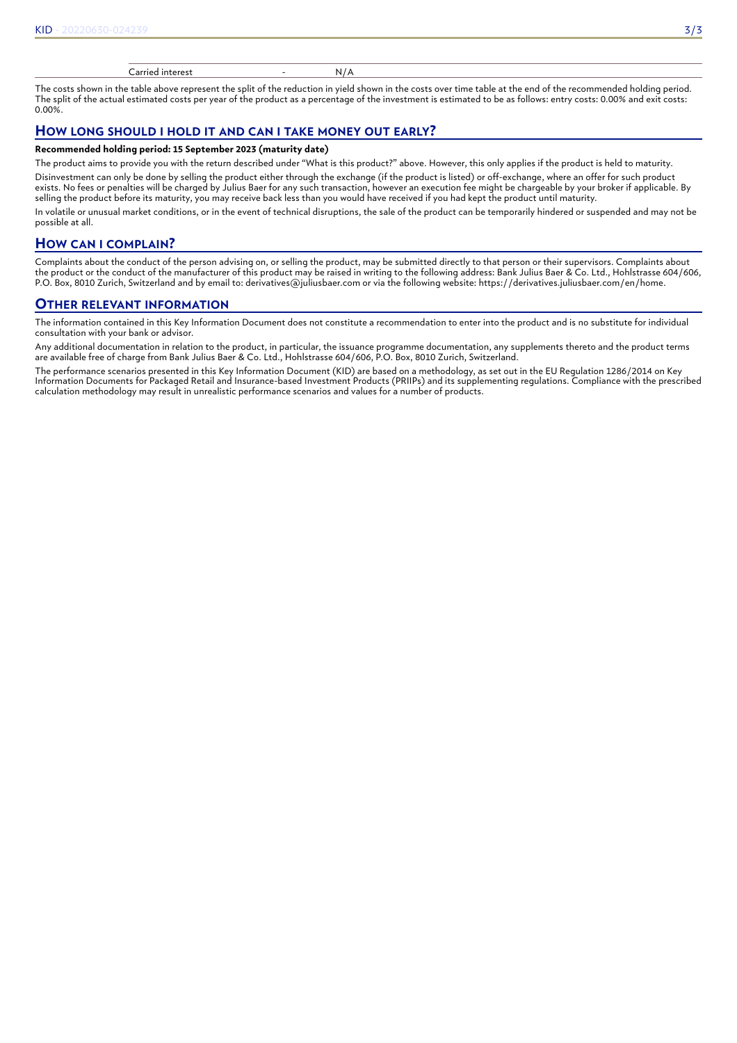| | | |
|---|---|---|
| Carried interest | - | N/A |

The costs shown in the table above represent the split of the reduction in yield shown in the costs over time table at the end of the recommended holding period. The split of the actual estimated costs per year of the product as a percentage of the investment is estimated to be as follows: entry costs: 0.00% and exit costs: 0.00%.

## How long should I hold it and can I take money out early?

**Recommended holding period: 15 September 2023 (maturity date)**

The product aims to provide you with the return described under "What is this product?" above. However, this only applies if the product is held to maturity.

Disinvestment can only be done by selling the product either through the exchange (if the product is listed) or off-exchange, where an offer for such product exists. No fees or penalties will be charged by Julius Baer for any such transaction, however an execution fee might be chargeable by your broker if applicable. By selling the product before its maturity, you may receive back less than you would have received if you had kept the product until maturity.

In volatile or unusual market conditions, or in the event of technical disruptions, the sale of the product can be temporarily hindered or suspended and may not be possible at all.

## How can I complain?

Complaints about the conduct of the person advising on, or selling the product, may be submitted directly to that person or their supervisors. Complaints about the product or the conduct of the manufacturer of this product may be raised in writing to the following address: Bank Julius Baer & Co. Ltd., Hohlstrasse 604/606, P.O. Box, 8010 Zurich, Switzerland and by email to: derivatives@juliusbaer.com or via the following website: https://derivatives.juliusbaer.com/en/home.

## Other relevant information

The information contained in this Key Information Document does not constitute a recommendation to enter into the product and is no substitute for individual consultation with your bank or advisor.

Any additional documentation in relation to the product, in particular, the issuance programme documentation, any supplements thereto and the product terms are available free of charge from Bank Julius Baer & Co. Ltd., Hohlstrasse 604/606, P.O. Box, 8010 Zurich, Switzerland.

The performance scenarios presented in this Key Information Document (KID) are based on a methodology, as set out in the EU Regulation 1286/2014 on Key Information Documents for Packaged Retail and Insurance-based Investment Products (PRIIPs) and its supplementing regulations. Compliance with the prescribed calculation methodology may result in unrealistic performance scenarios and values for a number of products.